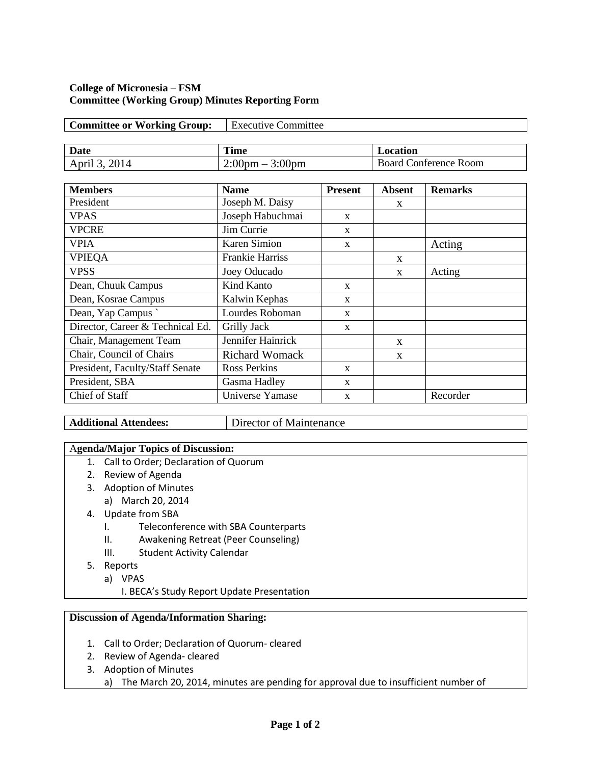**College of Micronesia – FSM**
**Committee (Working Group) Minutes Reporting Form**

| **Committee or Working Group:** | Executive Committee |
|---|---|

| **Date** | **Time** | **Location** |
|---|---|---|
| April 3, 2014 | 2:00pm – 3:00pm | Board Conference Room |

| **Members** | **Name** | **Present** | **Absent** | **Remarks** |
|---|---|---|---|---|
| President | Joseph M. Daisy | | x | |
| VPAS | Joseph Habuchmai | x | | |
| VPCRE | Jim Currie | x | | |
| VPIA | Karen Simion | x | | Acting |
| VPIEQA | Frankie Harriss | | x | |
| VPSS | Joey Oducado | | x | Acting |
| Dean, Chuuk Campus | Kind Kanto | x | | |
| Dean, Kosrae Campus | Kalwin Kephas | x | | |
| Dean, Yap Campus ` | Lourdes Roboman | x | | |
| Director, Career & Technical Ed. | Grilly Jack | x | | |
| Chair, Management Team | Jennifer Hainrick | | x | |
| Chair, Council of Chairs | Richard Womack | | x | |
| President, Faculty/Staff Senate | Ross Perkins | x | | |
| President, SBA | Gasma Hadley | x | | |
| Chief of Staff | Universe Yamase | x | | Recorder |

| **Additional Attendees:** | Director of Maintenance |
|---|---|

**Agenda/Major Topics of Discussion:**

1. Call to Order; Declaration of Quorum
2. Review of Agenda
3. Adoption of Minutes
   a) March 20, 2014
4. Update from SBA
   I. Teleconference with SBA Counterparts
   II. Awakening Retreat (Peer Counseling)
   III. Student Activity Calendar
5. Reports
   a) VPAS
      I. BECA's Study Report Update Presentation

**Discussion of Agenda/Information Sharing:**

1. Call to Order; Declaration of Quorum- cleared
2. Review of Agenda- cleared
3. Adoption of Minutes
   a) The March 20, 2014, minutes are pending for approval due to insufficient number of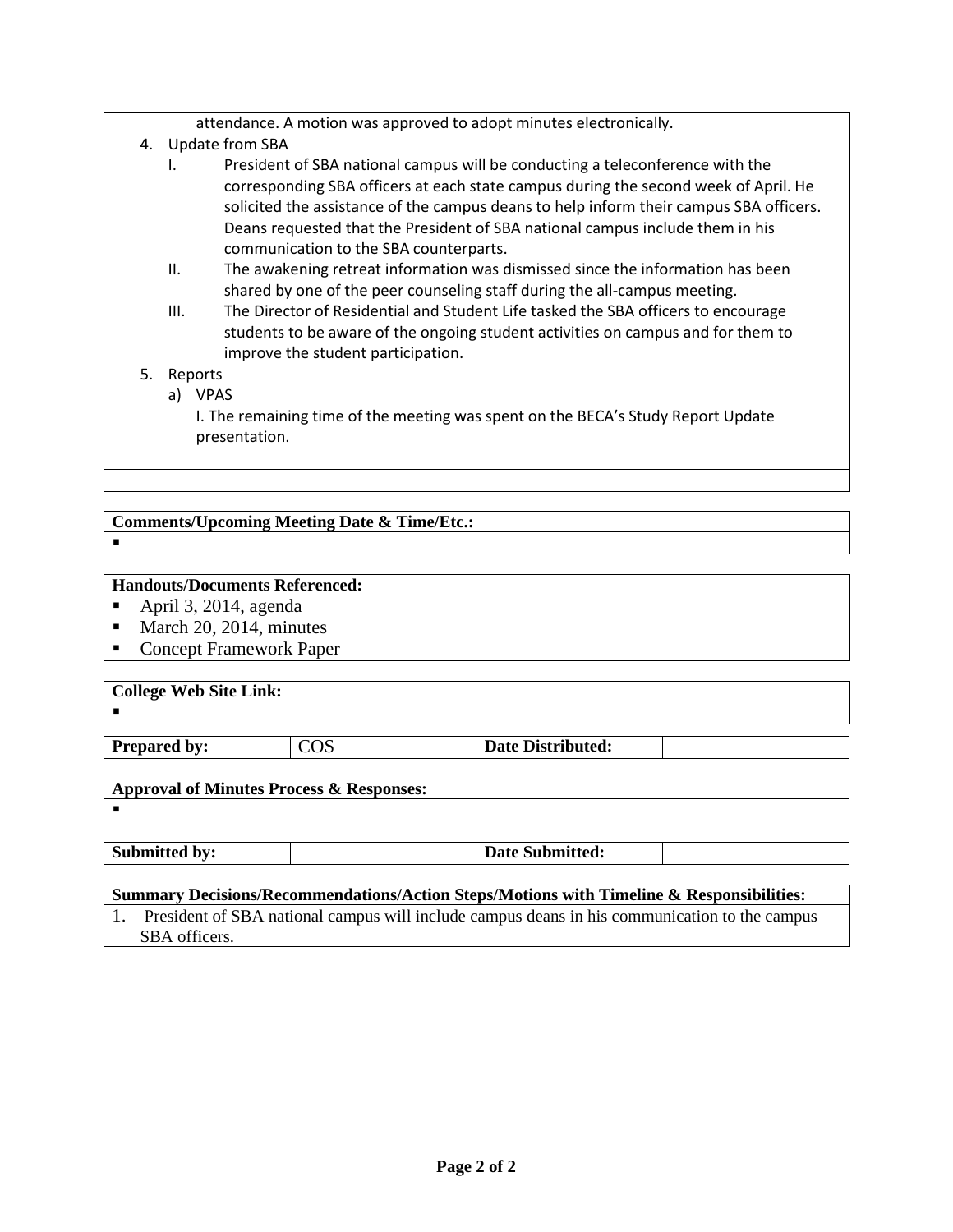attendance. A motion was approved to adopt minutes electronically.

4. Update from SBA
   - I. President of SBA national campus will be conducting a teleconference with the corresponding SBA officers at each state campus during the second week of April. He solicited the assistance of the campus deans to help inform their campus SBA officers. Deans requested that the President of SBA national campus include them in his communication to the SBA counterparts.
   - II. The awakening retreat information was dismissed since the information has been shared by one of the peer counseling staff during the all-campus meeting.
   - III. The Director of Residential and Student Life tasked the SBA officers to encourage students to be aware of the ongoing student activities on campus and for them to improve the student participation.
5. Reports
   - a) VPAS

     I. The remaining time of the meeting was spent on the BECA's Study Report Update presentation.

**Comments/Upcoming Meeting Date & Time/Etc.:**

-

**Handouts/Documents Referenced:**

- April 3, 2014, agenda
- March 20, 2014, minutes
- Concept Framework Paper

**College Web Site Link:**

-

| **Prepared by:** | COS | **Date Distributed:** | |
|---|---|---|---|

**Approval of Minutes Process & Responses:**

-

| **Submitted by:** | | **Date Submitted:** | |
|---|---|---|---|

**Summary Decisions/Recommendations/Action Steps/Motions with Timeline & Responsibilities:**

1. President of SBA national campus will include campus deans in his communication to the campus SBA officers.